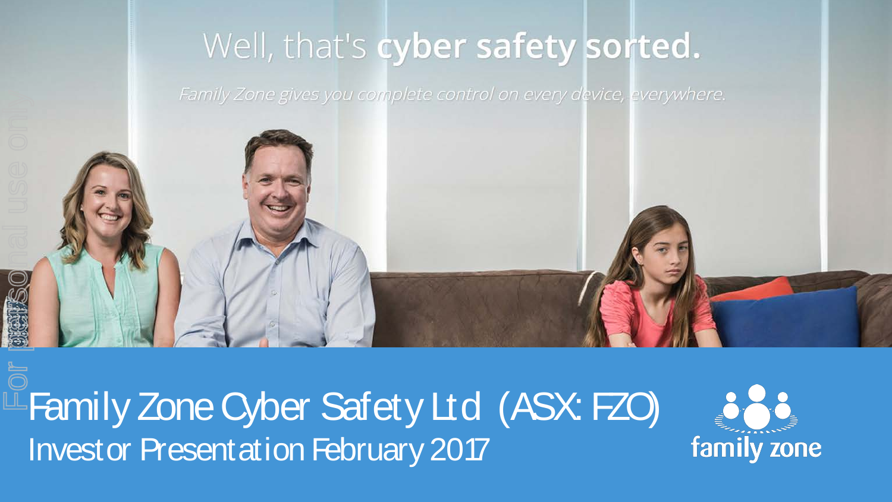Well, that's **cyber safety sorted.**

*Family Zone gives you complete control on every device, everywhere.*

# Family Zone Cyber Safety Ltd (ASX: FZO)

Investor Presentation February 2017

family zone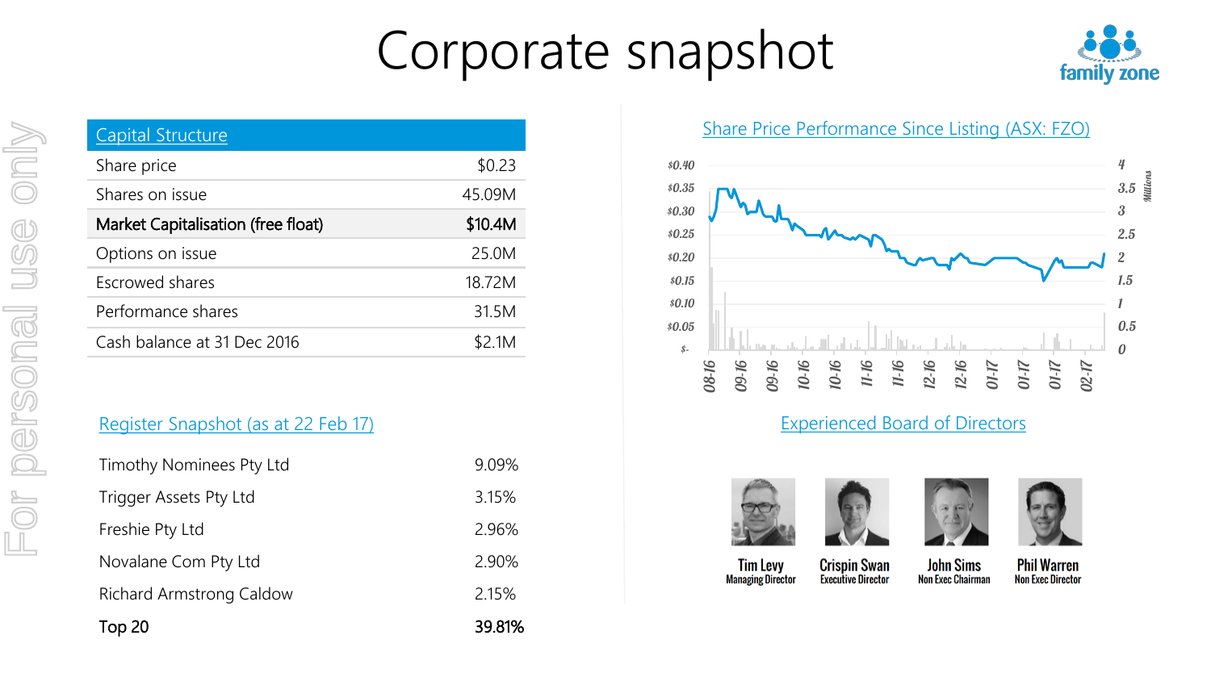# Corporate snapshot

family zone

For personal use only

| Capital Structure | |
|---|---|
| Share price | $0.23 |
| Shares on issue | 45.09M |
| **Market Capitalisation (free float)** | **$10.4M** |
| Options on issue | 25.0M |
| Escrowed shares | 18.72M |
| Performance shares | 31.5M |
| Cash balance at 31 Dec 2016 | $2.1M |

## Register Snapshot (as at 22 Feb 17)

| | |
|---|---|
| Timothy Nominees Pty Ltd | 9.09% |
| Trigger Assets Pty Ltd | 3.15% |
| Freshie Pty Ltd | 2.96% |
| Novalane Com Pty Ltd | 2.90% |
| Richard Armstrong Caldow | 2.15% |
| Top 20 | 39.81% |

## Share Price Performance Since Listing (ASX: FZO)

$0.40, $0.35, $0.30, $0.25, $0.20, $0.15, $0.10, $0.05, $-

4, 3.5, 3, 2.5, 2, 1.5, 1, 0.5, 0 Millions

08-16, 09-16, 09-16, 10-16, 10-16, 11-16, 11-16, 12-16, 12-16, 01-17, 01-17, 01-17, 02-17

## Experienced Board of Directors

Tim Levy
Managing Director

Crispin Swan
Executive Director

John Sims
Non Exec Chairman

Phil Warren
Non Exec Director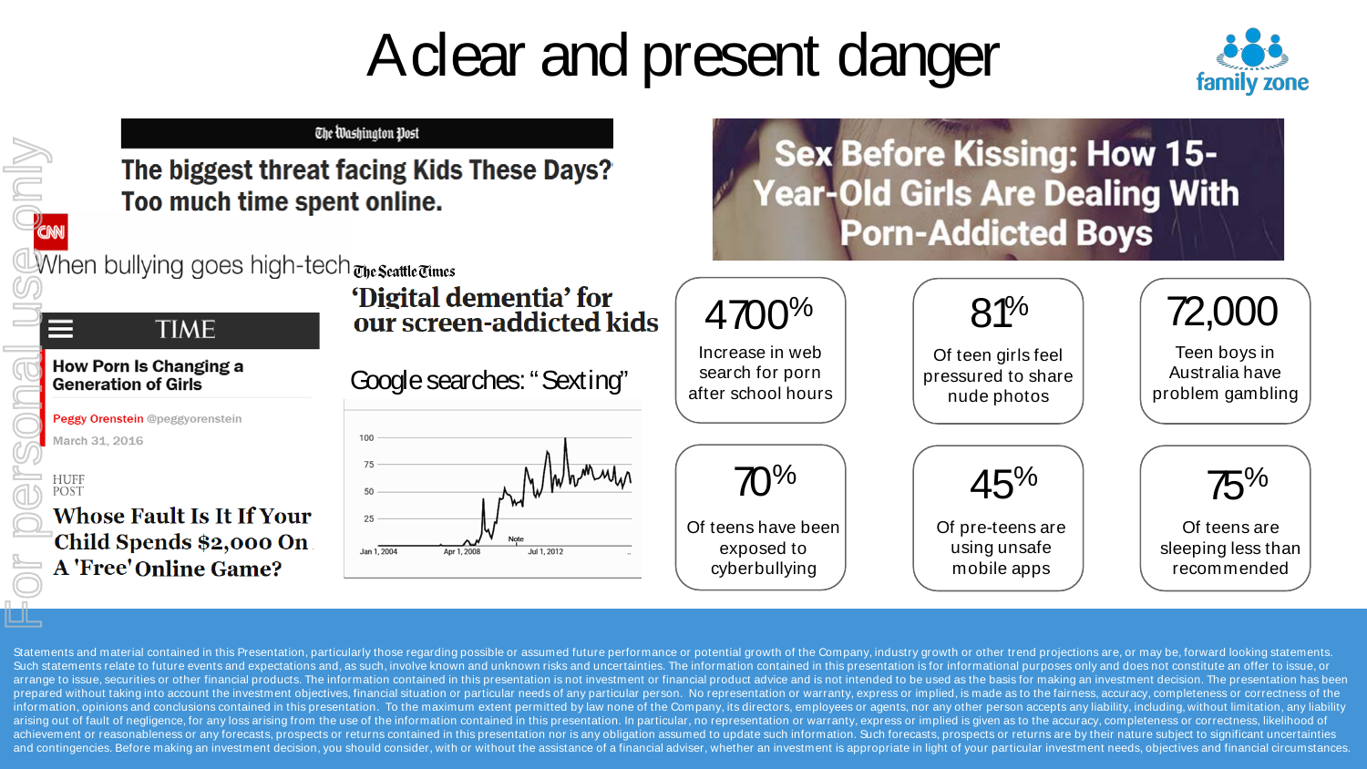# A clear and present danger

family zone

For personal use only

**The Washington Post**

**The biggest threat facing Kids These Days? Too much time spent online.**

CNN

When bullying goes high-tech

TIME

**How Porn Is Changing a Generation of Girls**

Peggy Orenstein @peggyorenstein

March 31, 2016

HUFF POST

**Whose Fault Is It If Your Child Spends $2,000 On A 'Free' Online Game?**

The Seattle Times

**'Digital dementia' for our screen-addicted kids**

Google searches: "Sexting"

**Sex Before Kissing: How 15-Year-Old Girls Are Dealing With Porn-Addicted Boys**

**4700%**
Increase in web search for porn after school hours

**81%**
Of teen girls feel pressured to share nude photos

**72,000**
Teen boys in Australia have problem gambling

**70%**
Of teens have been exposed to cyberbullying

**45%**
Of pre-teens are using unsafe mobile apps

**75%**
Of teens are sleeping less than recommended

Statements and material contained in this Presentation, particularly those regarding possible or assumed future performance or potential growth of the Company, industry growth or other trend projections are, or may be, forward looking statements. Such statements relate to future events and expectations and, as such, involve known and unknown risks and uncertainties. The information contained in this presentation is for informational purposes only and does not constitute an offer to issue, or arrange to issue, securities or other financial products. The information contained in this presentation is not investment or financial product advice and is not intended to be used as the basis for making an investment decision. The presentation has been prepared without taking into account the investment objectives, financial situation or particular needs of any particular person. No representation or warranty, express or implied, is made as to the fairness, accuracy, completeness or correctness of the information, opinions and conclusions contained in this presentation. To the maximum extent permitted by law none of the Company, its directors, employees or agents, nor any other person accepts any liability, including, without limitation, any liability arising out of fault of negligence, for any loss arising from the use of the information contained in this presentation. In particular, no representation or warranty, express or implied is given as to the accuracy, completeness or correctness, likelihood of achievement or reasonableness or any forecasts, prospects or returns contained in this presentation nor is any obligation assumed to update such information. Such forecasts, prospects or returns are by their nature subject to significant uncertainties and contingencies. Before making an investment decision, you should consider, with or without the assistance of a financial adviser, whether an investment is appropriate in light of your particular investment needs, objectives and financial circumstances.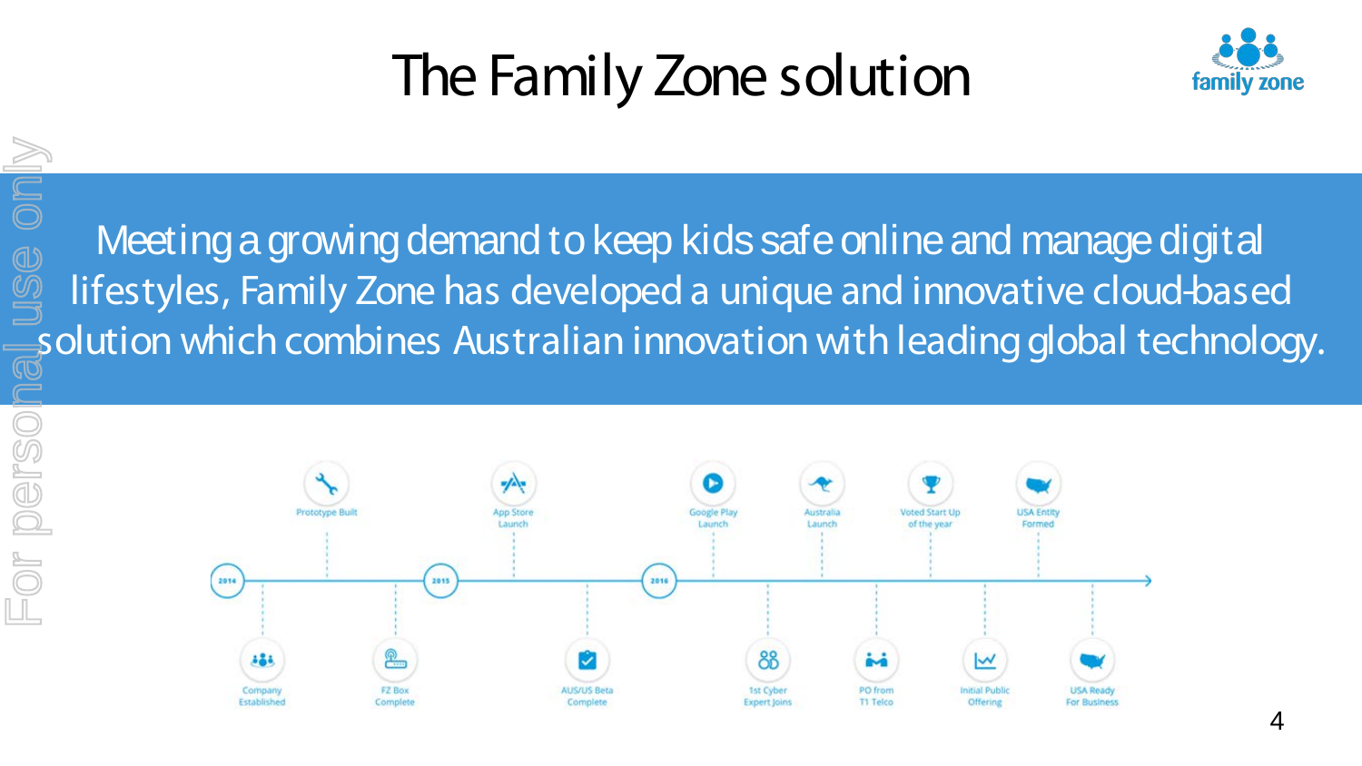# The Family Zone solution

Meeting a growing demand to keep kids safe online and manage digital lifestyles, Family Zone has developed a unique and innovative cloud-based solution which combines Australian innovation with leading global technology.

- 2014
  - Company Established
  - Prototype Built
  - FZ Box Complete
- 2015
  - App Store Launch
  - AUS/US Beta Complete
- 2016
  - Google Play Launch
  - 1st Cyber Expert Joins
  - Australia Launch
  - PO from T1 Telco
  - Voted Start Up of the year
  - Initial Public Offering
  - USA Entity Formed
  - USA Ready For Business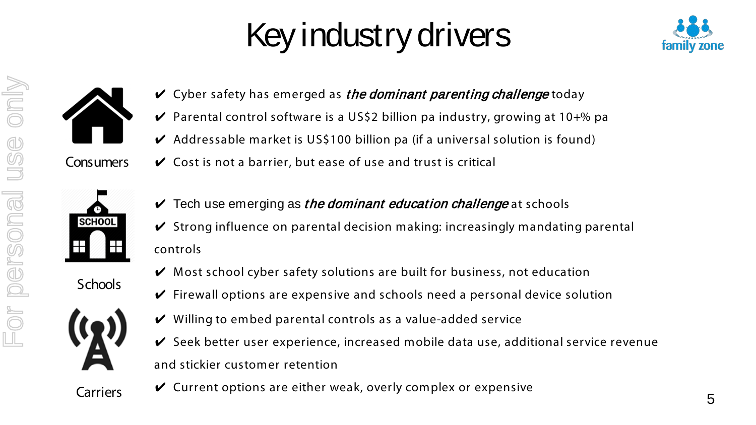# Key industry drivers

### Consumers

- ✔ Cyber safety has emerged as ***the dominant parenting challenge*** today
- ✔ Parental control software is a US$2 billion pa industry, growing at 10+% pa
- ✔ Addressable market is US$100 billion pa (if a universal solution is found)
- ✔ Cost is not a barrier, but ease of use and trust is critical

### Schools

- ✔ Tech use emerging as ***the dominant education challenge*** at schools
- ✔ Strong influence on parental decision making: increasingly mandating parental controls
- ✔ Most school cyber safety solutions are built for business, not education
- ✔ Firewall options are expensive and schools need a personal device solution

### Carriers

- ✔ Willing to embed parental controls as a value-added service
- ✔ Seek better user experience, increased mobile data use, additional service revenue and stickier customer retention
- ✔ Current options are either weak, overly complex or expensive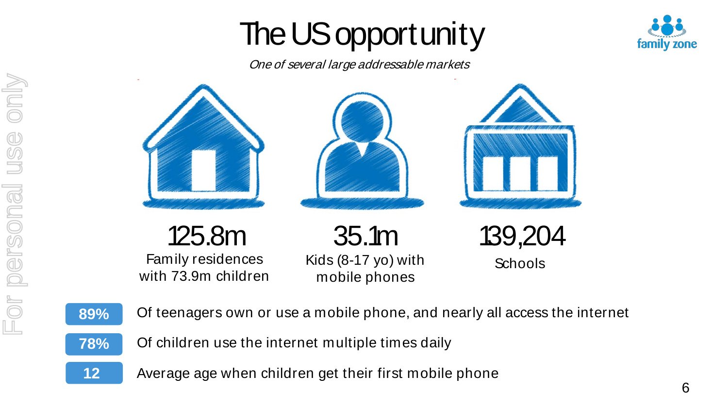# The US opportunity

*One of several large addressable markets*

**125.8m**
Family residences with 73.9m children

**35.1m**
Kids (8-17 yo) with mobile phones

**139,204**
Schools

**89%** Of teenagers own or use a mobile phone, and nearly all access the internet

**78%** Of children use the internet multiple times daily

**12** Average age when children get their first mobile phone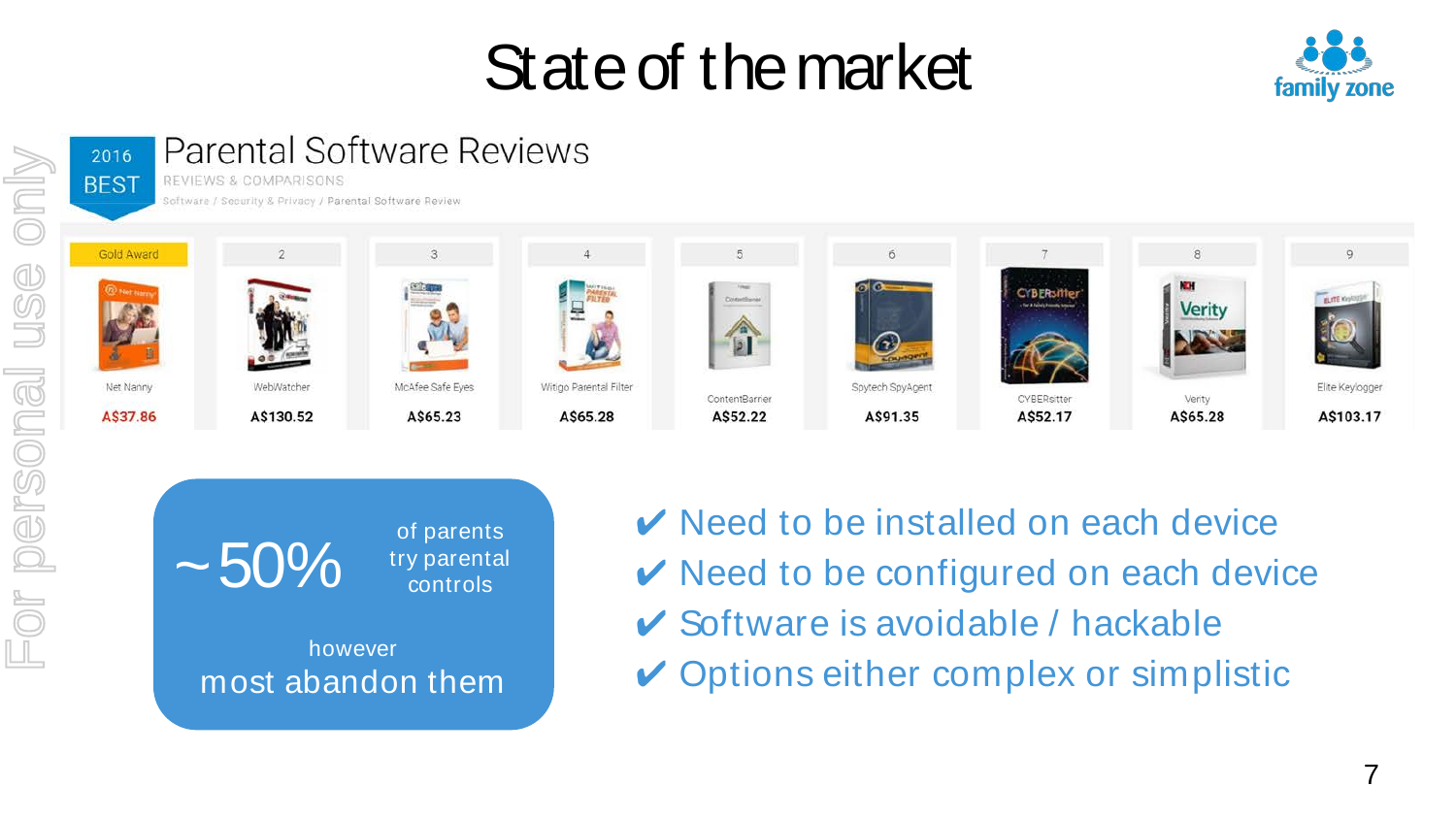# State of the market

## 2016 BEST — Parental Software Reviews

REVIEWS & COMPARISONS

Software / Security & Privacy / Parental Software Review

| Gold Award | 2 | 3 | 4 | 5 | 6 | 7 | 8 | 9 |
|---|---|---|---|---|---|---|---|---|
| Net Nanny | WebWatcher | McAfee Safe Eyes | Witigo Parental Filter | ContentBarrier | Spytech SpyAgent | CYBERsitter | Verity | Elite Keylogger |
| A$37.86 | A$130.52 | A$65.23 | A$65.28 | A$52.22 | A$91.35 | A$52.17 | A$65.28 | A$103.17 |

**~50%** of parents try parental controls

however most abandon them

- ✔ Need to be installed on each device
- ✔ Need to be configured on each device
- ✔ Software is avoidable / hackable
- ✔ Options either complex or simplistic

For personal use only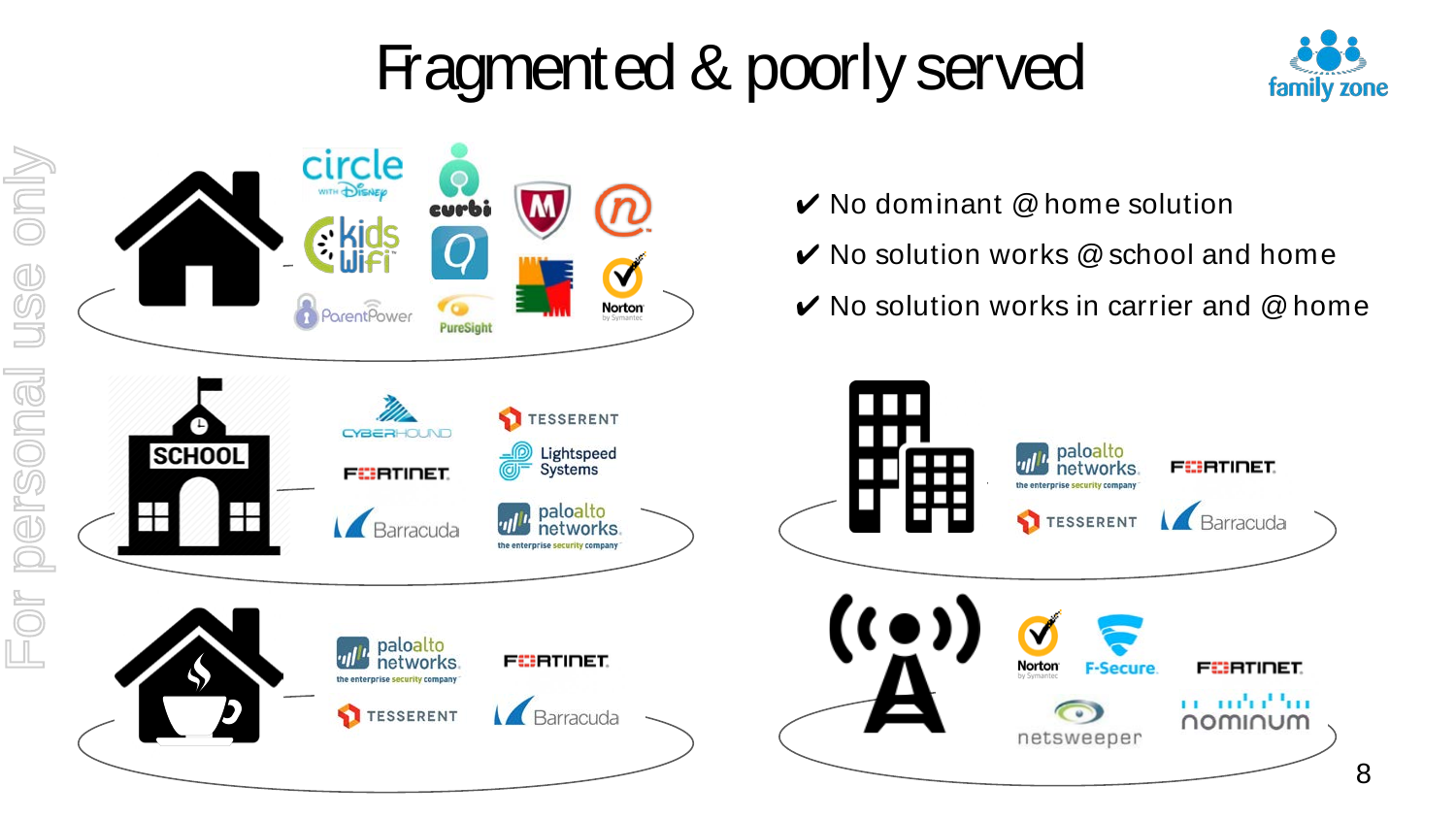# Fragmented & poorly served

- ✔ No dominant @ home solution
- ✔ No solution works @ school and home
- ✔ No solution works in carrier and @ home

circle with Disney, curbi, McAfee, n, Kidswifi, Q, AVG, Norton by Symantec, ParentPower, PureSight

CYBERHOUND, TESSERENT, Lightspeed Systems, FORTINET, Barracuda, paloalto networks the enterprise security company

paloalto networks the enterprise security company, FORTINET, TESSERENT, Barracuda

paloalto networks the enterprise security company, FORTINET, TESSERENT, Barracuda

Norton by Symantec, F-Secure, FORTINET, netsweeper, nominum

For personal use only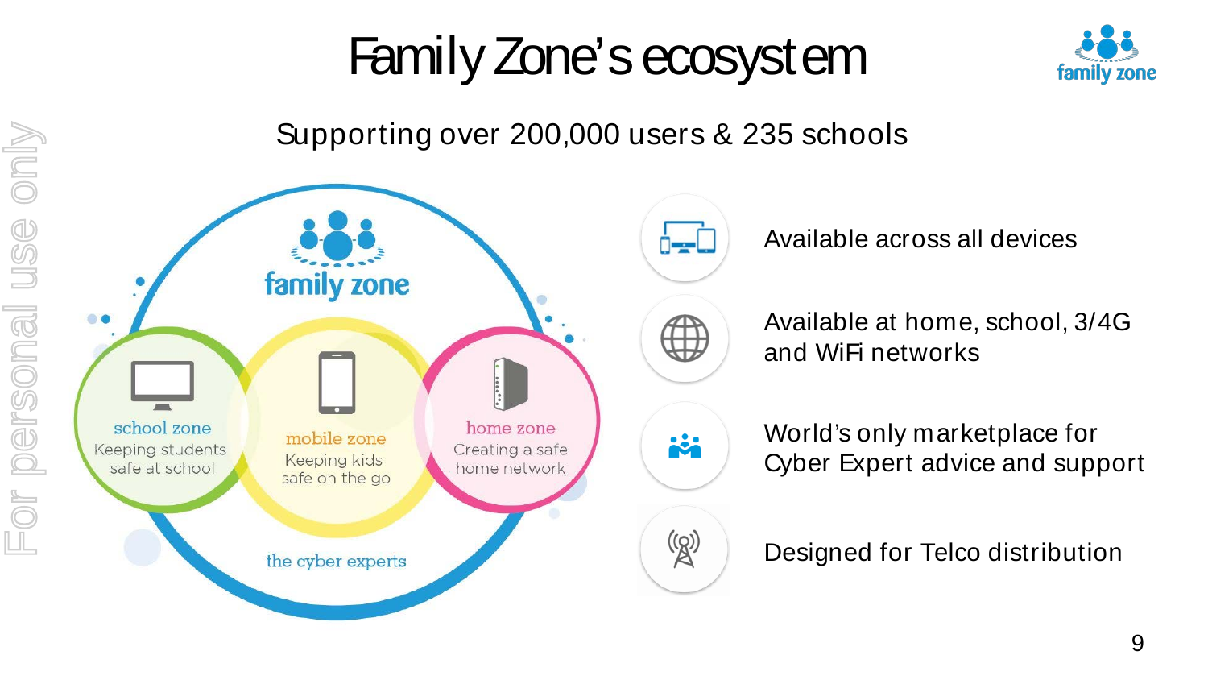# Family Zone's ecosystem

Supporting over 200,000 users & 235 schools

family zone

school zone
Keeping students safe at school

mobile zone
Keeping kids safe on the go

home zone
Creating a safe home network

the cyber experts

- Available across all devices
- Available at home, school, 3/4G and WiFi networks
- World's only marketplace for Cyber Expert advice and support
- Designed for Telco distribution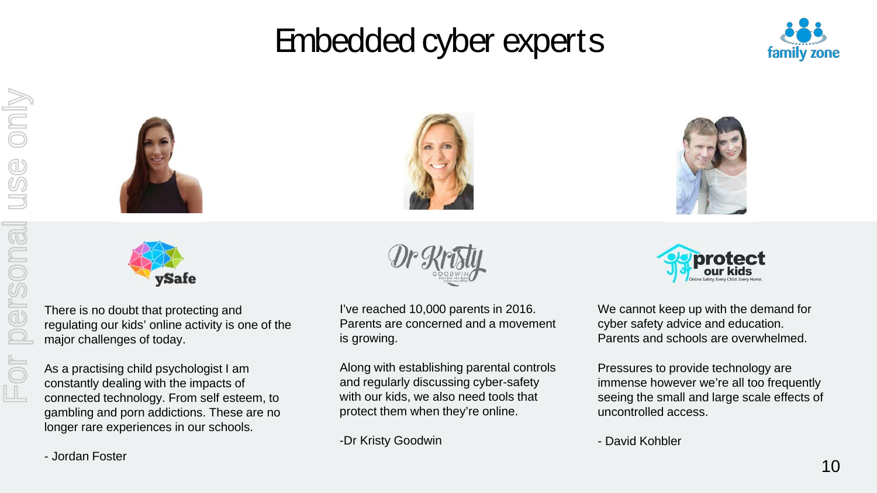# Embedded cyber experts

ySafe

There is no doubt that protecting and regulating our kids' online activity is one of the major challenges of today.

As a practising child psychologist I am constantly dealing with the impacts of connected technology. From self esteem, to gambling and porn addictions. These are no longer rare experiences in our schools.

- Jordan Foster

Dr Kristy Goodwin

I've reached 10,000 parents in 2016. Parents are concerned and a movement is growing.

Along with establishing parental controls and regularly discussing cyber-safety with our kids, we also need tools that protect them when they're online.

-Dr Kristy Goodwin

protect our kids — Online Safety. Every Child. Every Home.

We cannot keep up with the demand for cyber safety advice and education. Parents and schools are overwhelmed.

Pressures to provide technology are immense however we're all too frequently seeing the small and large scale effects of uncontrolled access.

- David Kohbler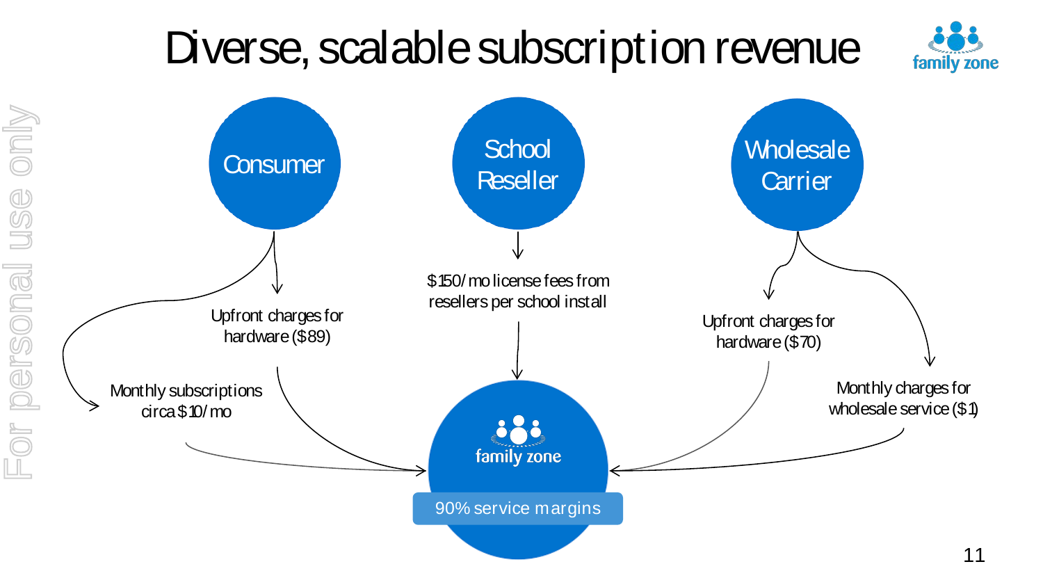# Diverse, scalable subscription revenue

## Consumer

- Upfront charges for hardware ($89)
- Monthly subscriptions circa $10/mo

## School Reseller

- $150/mo license fees from resellers per school install

## Wholesale Carrier

- Upfront charges for hardware ($70)
- Monthly charges for wholesale service ($1)

## family zone

90% service margins

For personal use only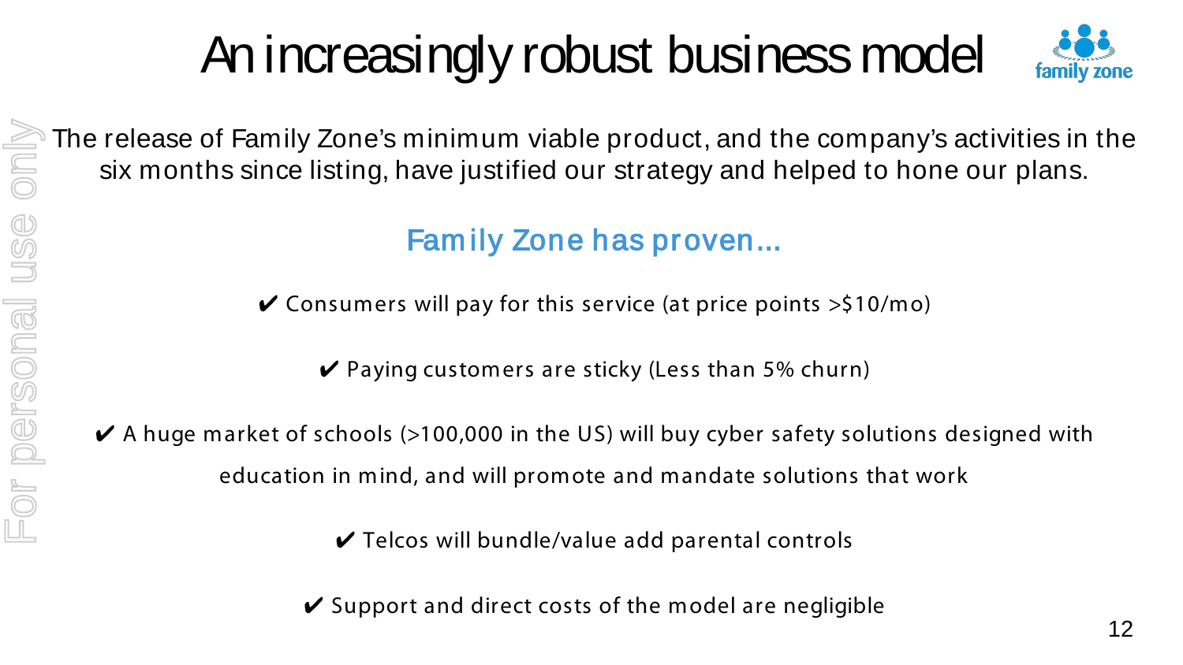# An increasingly robust business model

The release of Family Zone's minimum viable product, and the company's activities in the six months since listing, have justified our strategy and helped to hone our plans.

## Family Zone has proven...

✔ Consumers will pay for this service (at price points >$10/mo)

✔ Paying customers are sticky (Less than 5% churn)

✔ A huge market of schools (>100,000 in the US) will buy cyber safety solutions designed with education in mind, and will promote and mandate solutions that work

✔ Telcos will bundle/value add parental controls

✔ Support and direct costs of the model are negligible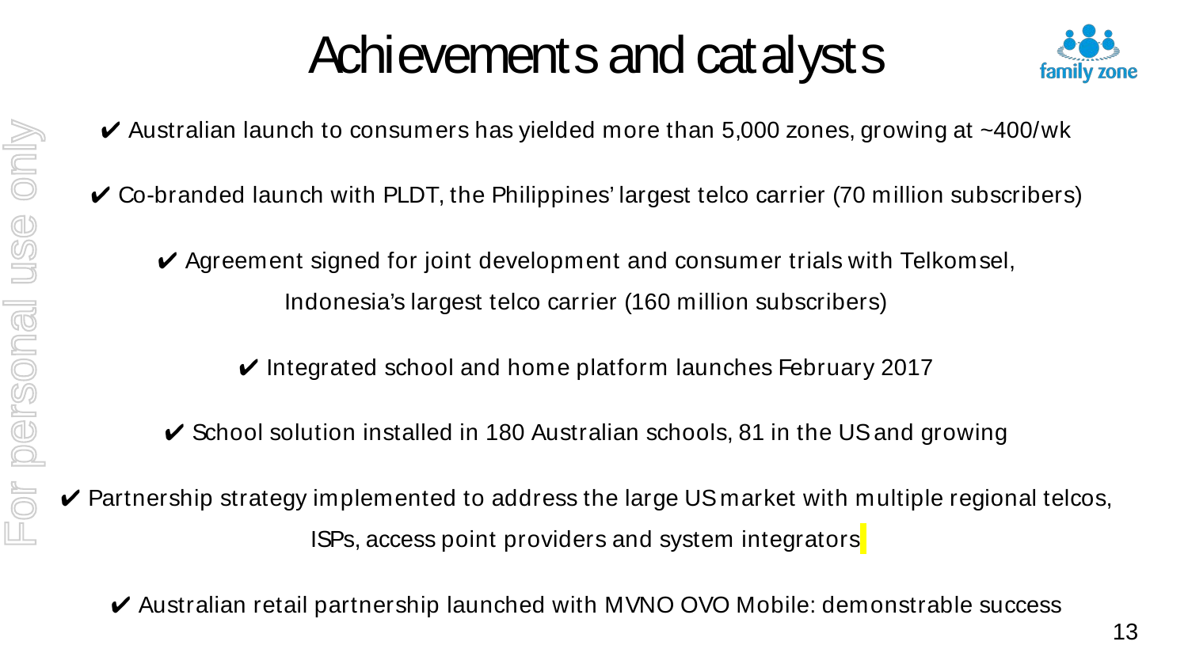# Achievements and catalysts

- ✔ Australian launch to consumers has yielded more than 5,000 zones, growing at ~400/wk
- ✔ Co-branded launch with PLDT, the Philippines' largest telco carrier (70 million subscribers)
- ✔ Agreement signed for joint development and consumer trials with Telkomsel, Indonesia's largest telco carrier (160 million subscribers)
- ✔ Integrated school and home platform launches February 2017
- ✔ School solution installed in 180 Australian schools, 81 in the US and growing
- ✔ Partnership strategy implemented to address the large US market with multiple regional telcos, ISPs, access point providers and system integrators
- ✔ Australian retail partnership launched with MVNO OVO Mobile: demonstrable success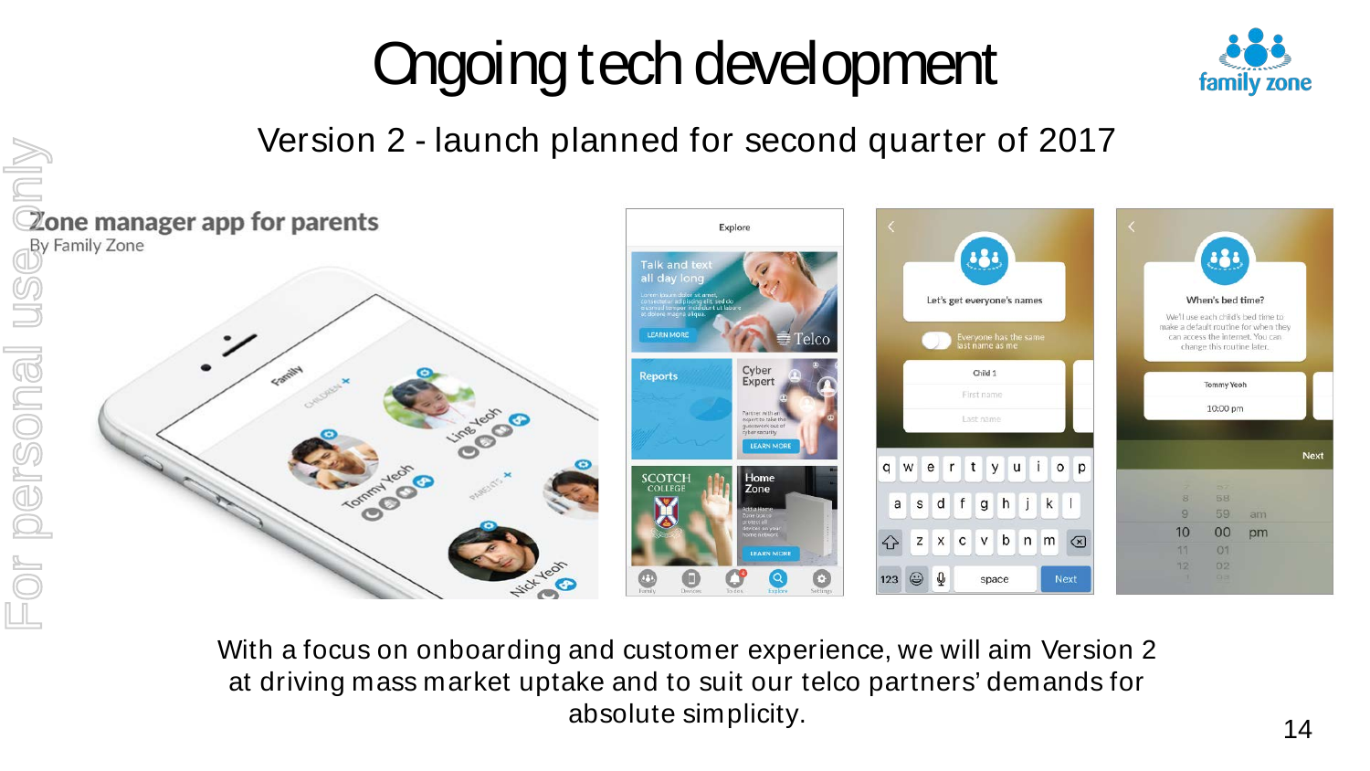# Ongoing tech development

Version 2 - launch planned for second quarter of 2017

**Zone manager app for parents**
By Family Zone

With a focus on onboarding and customer experience, we will aim Version 2 at driving mass market uptake and to suit our telco partners' demands for absolute simplicity.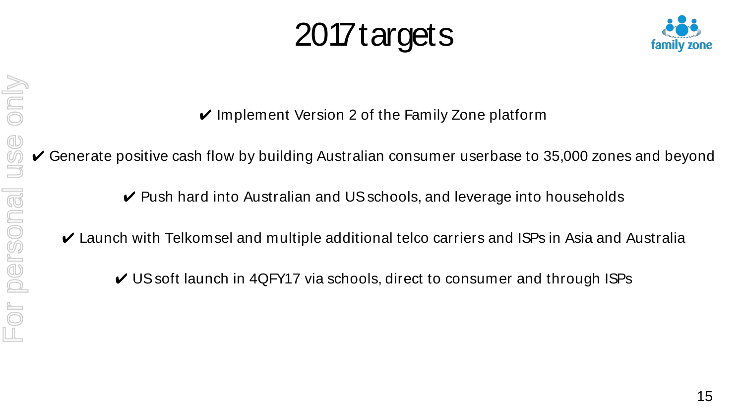# 2017 targets

✔ Implement Version 2 of the Family Zone platform

✔ Generate positive cash flow by building Australian consumer userbase to 35,000 zones and beyond

✔ Push hard into Australian and US schools, and leverage into households

✔ Launch with Telkomsel and multiple additional telco carriers and ISPs in Asia and Australia

✔ US soft launch in 4QFY17 via schools, direct to consumer and through ISPs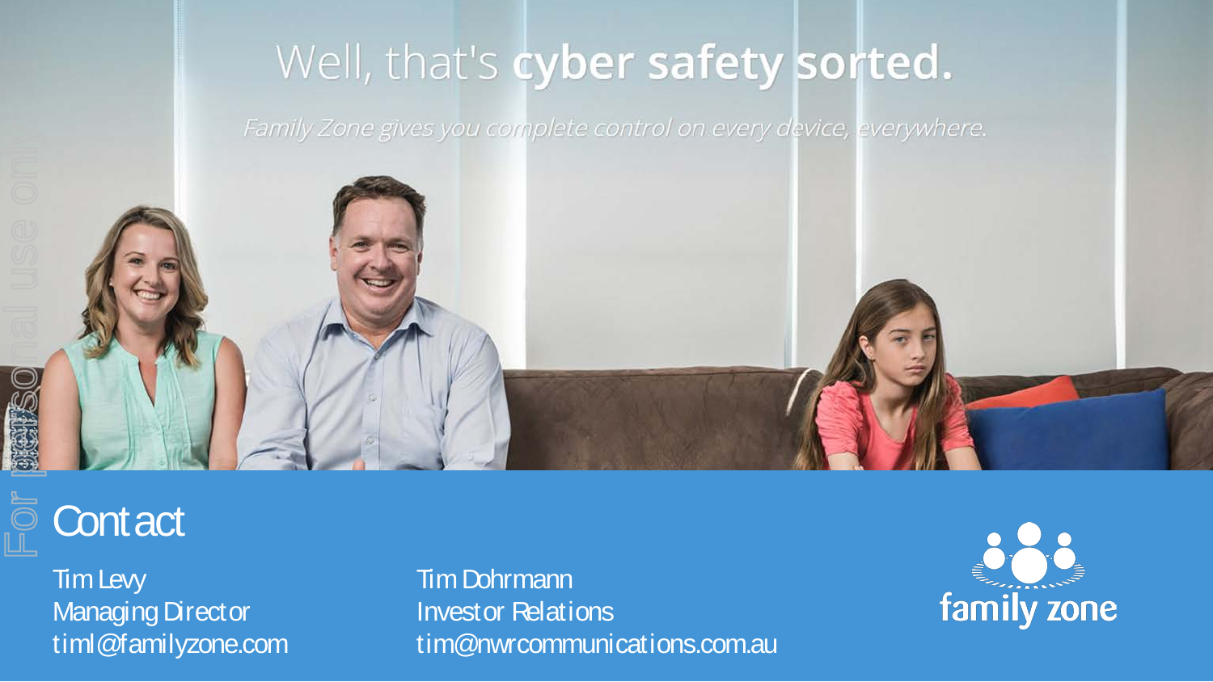Well, that's **cyber safety sorted.**

*Family Zone gives you complete control on every device, everywhere.*

# Contact

Tim Levy
Managing Director
timl@familyzone.com

Tim Dohrmann
Investor Relations
tim@nwrcommunications.com.au

family zone